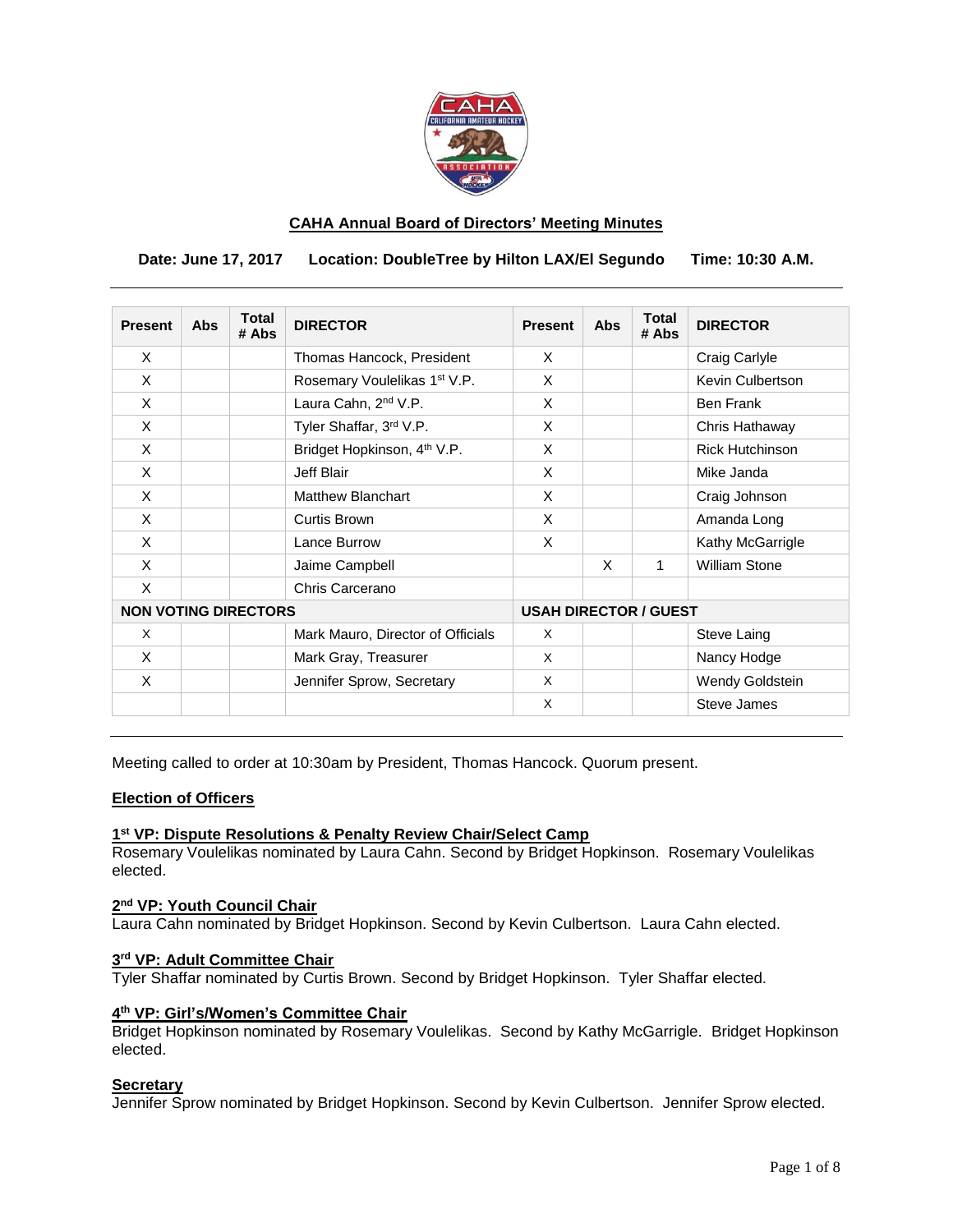## CAHA Annual Board of Directors' Meeting Minutes

**Date: June 17, 2017 Location: DoubleTree by Hilton LAX/El Segundo Time: 10:30 A.M.**

| Present | Abs | Total # Abs | DIRECTOR | Present | Abs | Total # Abs | DIRECTOR |
|---|---|---|---|---|---|---|---|
| X | | | Thomas Hancock, President | X | | | Craig Carlyle |
| X | | | Rosemary Voulelikas 1st V.P. | X | | | Kevin Culbertson |
| X | | | Laura Cahn, 2nd V.P. | X | | | Ben Frank |
| X | | | Tyler Shaffar, 3rd V.P. | X | | | Chris Hathaway |
| X | | | Bridget Hopkinson, 4th V.P. | X | | | Rick Hutchinson |
| X | | | Jeff Blair | X | | | Mike Janda |
| X | | | Matthew Blanchart | X | | | Craig Johnson |
| X | | | Curtis Brown | X | | | Amanda Long |
| X | | | Lance Burrow | X | | | Kathy McGarrigle |
| X | | | Jaime Campbell | | X | 1 | William Stone |
| X | | | Chris Carcerano | | | | |
| **NON VOTING DIRECTORS** | | | | **USAH DIRECTOR / GUEST** | | | |
| X | | | Mark Mauro, Director of Officials | X | | | Steve Laing |
| X | | | Mark Gray, Treasurer | X | | | Nancy Hodge |
| X | | | Jennifer Sprow, Secretary | X | | | Wendy Goldstein |
| | | | | X | | | Steve James |

Meeting called to order at 10:30am by President, Thomas Hancock. Quorum present.

### Election of Officers

**1st VP: Dispute Resolutions & Penalty Review Chair/Select Camp**

Rosemary Voulelikas nominated by Laura Cahn. Second by Bridget Hopkinson. Rosemary Voulelikas elected.

**2nd VP: Youth Council Chair**

Laura Cahn nominated by Bridget Hopkinson. Second by Kevin Culbertson. Laura Cahn elected.

**3rd VP: Adult Committee Chair**

Tyler Shaffar nominated by Curtis Brown. Second by Bridget Hopkinson. Tyler Shaffar elected.

**4th VP: Girl's/Women's Committee Chair**

Bridget Hopkinson nominated by Rosemary Voulelikas. Second by Kathy McGarrigle. Bridget Hopkinson elected.

**Secretary**

Jennifer Sprow nominated by Bridget Hopkinson. Second by Kevin Culbertson. Jennifer Sprow elected.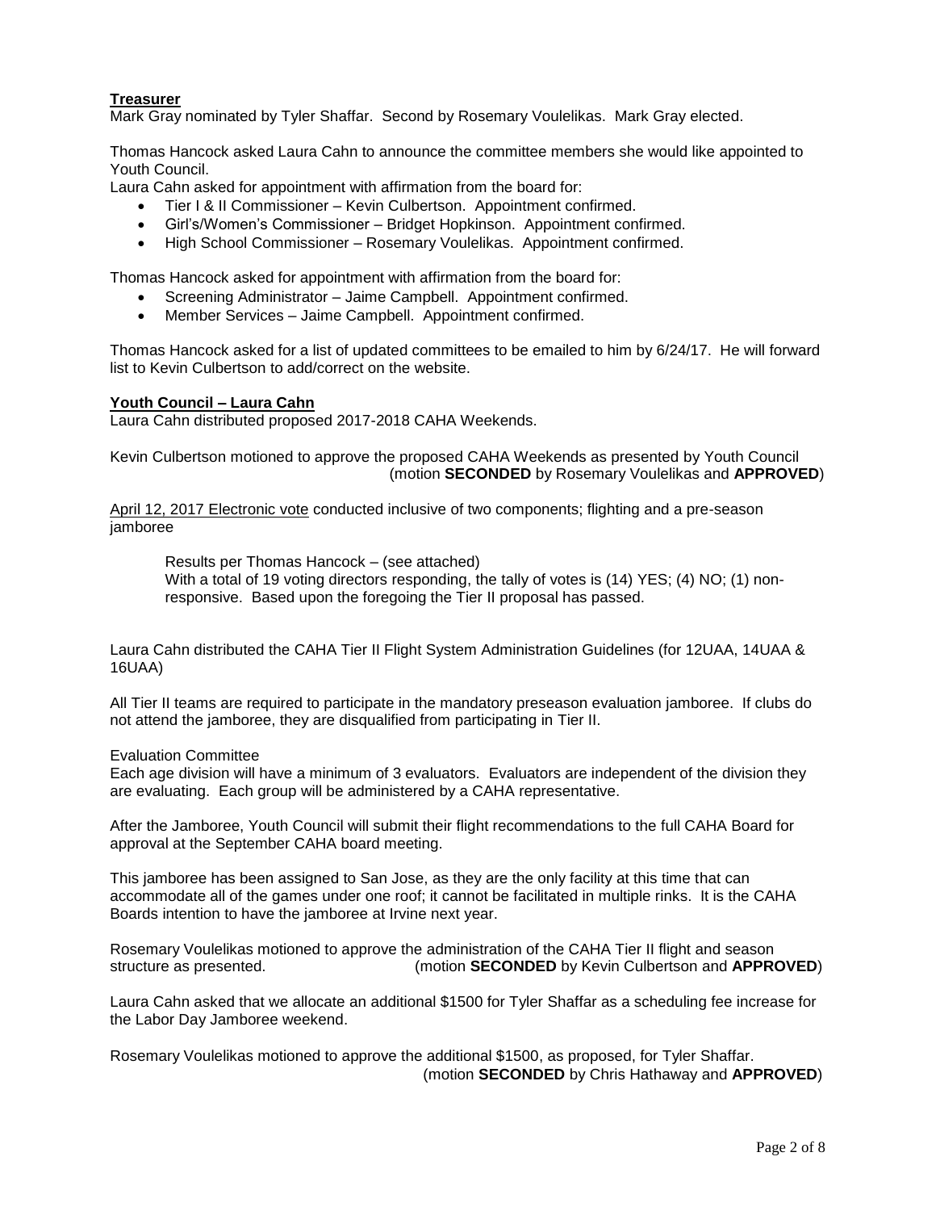**Treasurer**

Mark Gray nominated by Tyler Shaffar. Second by Rosemary Voulelikas. Mark Gray elected.

Thomas Hancock asked Laura Cahn to announce the committee members she would like appointed to Youth Council.

Laura Cahn asked for appointment with affirmation from the board for:

- Tier I & II Commissioner – Kevin Culbertson. Appointment confirmed.
- Girl's/Women's Commissioner – Bridget Hopkinson. Appointment confirmed.
- High School Commissioner – Rosemary Voulelikas. Appointment confirmed.

Thomas Hancock asked for appointment with affirmation from the board for:

- Screening Administrator – Jaime Campbell. Appointment confirmed.
- Member Services – Jaime Campbell. Appointment confirmed.

Thomas Hancock asked for a list of updated committees to be emailed to him by 6/24/17. He will forward list to Kevin Culbertson to add/correct on the website.

**Youth Council – Laura Cahn**

Laura Cahn distributed proposed 2017-2018 CAHA Weekends.

Kevin Culbertson motioned to approve the proposed CAHA Weekends as presented by Youth Council (motion **SECONDED** by Rosemary Voulelikas and **APPROVED**)

April 12, 2017 Electronic vote conducted inclusive of two components; flighting and a pre-season jamboree

> Results per Thomas Hancock – (see attached)
> With a total of 19 voting directors responding, the tally of votes is (14) YES; (4) NO; (1) non-responsive. Based upon the foregoing the Tier II proposal has passed.

Laura Cahn distributed the CAHA Tier II Flight System Administration Guidelines (for 12UAA, 14UAA & 16UAA)

All Tier II teams are required to participate in the mandatory preseason evaluation jamboree. If clubs do not attend the jamboree, they are disqualified from participating in Tier II.

Evaluation Committee

Each age division will have a minimum of 3 evaluators. Evaluators are independent of the division they are evaluating. Each group will be administered by a CAHA representative.

After the Jamboree, Youth Council will submit their flight recommendations to the full CAHA Board for approval at the September CAHA board meeting.

This jamboree has been assigned to San Jose, as they are the only facility at this time that can accommodate all of the games under one roof; it cannot be facilitated in multiple rinks. It is the CAHA Boards intention to have the jamboree at Irvine next year.

Rosemary Voulelikas motioned to approve the administration of the CAHA Tier II flight and season structure as presented. (motion **SECONDED** by Kevin Culbertson and **APPROVED**)

Laura Cahn asked that we allocate an additional $1500 for Tyler Shaffar as a scheduling fee increase for the Labor Day Jamboree weekend.

Rosemary Voulelikas motioned to approve the additional $1500, as proposed, for Tyler Shaffar. (motion **SECONDED** by Chris Hathaway and **APPROVED**)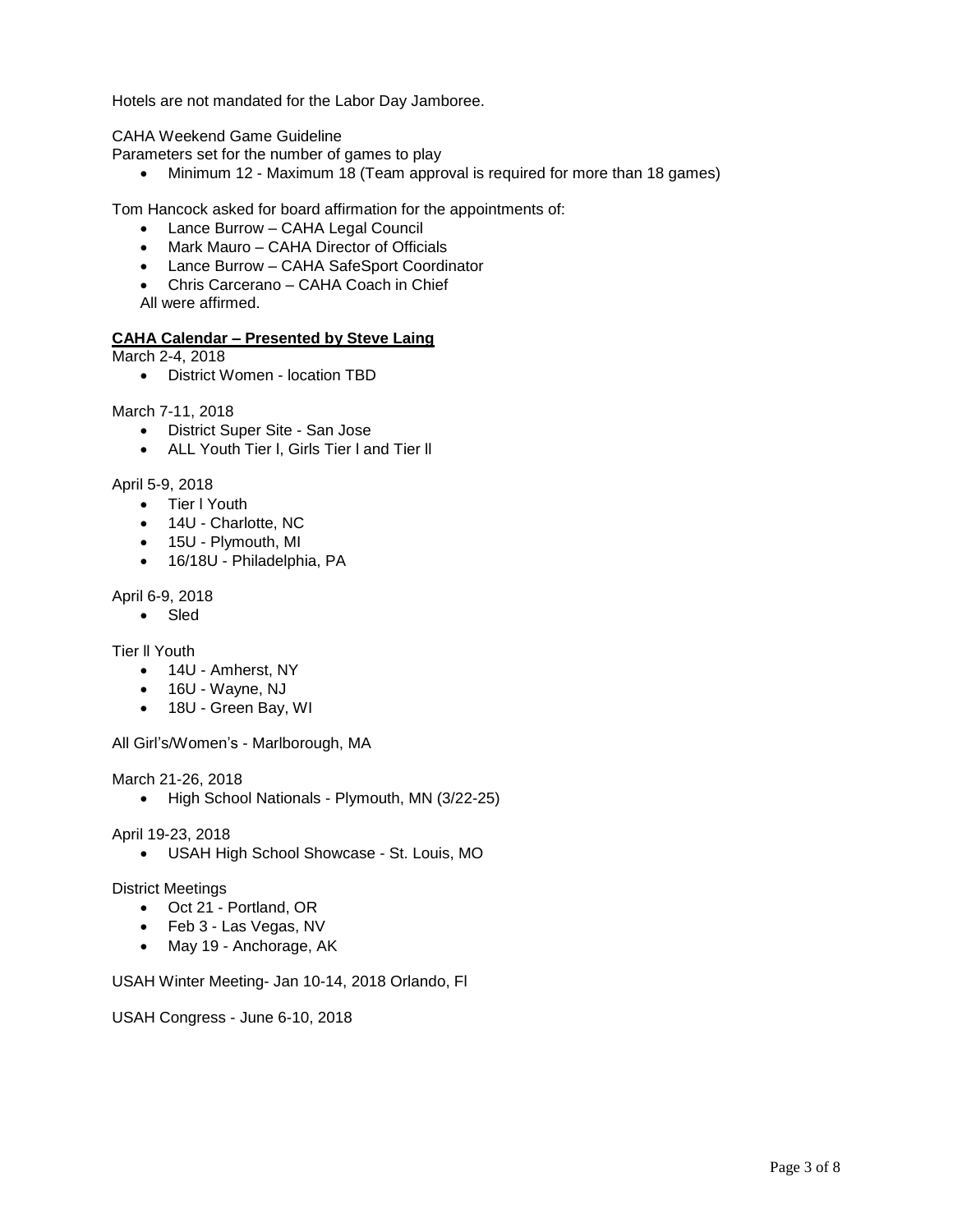Hotels are not mandated for the Labor Day Jamboree.

CAHA Weekend Game Guideline

Parameters set for the number of games to play

- Minimum 12 - Maximum 18 (Team approval is required for more than 18 games)

Tom Hancock asked for board affirmation for the appointments of:

- Lance Burrow – CAHA Legal Council
- Mark Mauro – CAHA Director of Officials
- Lance Burrow – CAHA SafeSport Coordinator
- Chris Carcerano – CAHA Coach in Chief

All were affirmed.

**CAHA Calendar – Presented by Steve Laing**

March 2-4, 2018

- District Women - location TBD

March 7-11, 2018

- District Super Site - San Jose
- ALL Youth Tier l, Girls Tier l and Tier ll

April 5-9, 2018

- Tier l Youth
- 14U - Charlotte, NC
- 15U - Plymouth, MI
- 16/18U - Philadelphia, PA

April 6-9, 2018

- Sled

Tier ll Youth

- 14U - Amherst, NY
- 16U - Wayne, NJ
- 18U - Green Bay, WI

All Girl's/Women's - Marlborough, MA

March 21-26, 2018

- High School Nationals - Plymouth, MN (3/22-25)

April 19-23, 2018

- USAH High School Showcase - St. Louis, MO

District Meetings

- Oct 21 - Portland, OR
- Feb 3 - Las Vegas, NV
- May 19 - Anchorage, AK

USAH Winter Meeting- Jan 10-14, 2018 Orlando, Fl

USAH Congress - June 6-10, 2018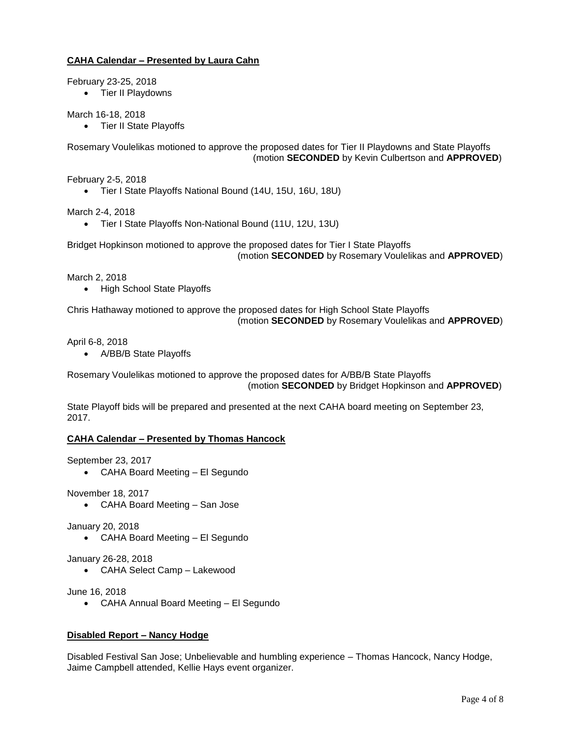**CAHA Calendar – Presented by Laura Cahn**

February 23-25, 2018

- Tier II Playdowns

March 16-18, 2018

- Tier II State Playoffs

Rosemary Voulelikas motioned to approve the proposed dates for Tier II Playdowns and State Playoffs (motion **SECONDED** by Kevin Culbertson and **APPROVED**)

February 2-5, 2018

- Tier I State Playoffs National Bound (14U, 15U, 16U, 18U)

March 2-4, 2018

- Tier I State Playoffs Non-National Bound (11U, 12U, 13U)

Bridget Hopkinson motioned to approve the proposed dates for Tier I State Playoffs (motion **SECONDED** by Rosemary Voulelikas and **APPROVED**)

March 2, 2018

- High School State Playoffs

Chris Hathaway motioned to approve the proposed dates for High School State Playoffs (motion **SECONDED** by Rosemary Voulelikas and **APPROVED**)

April 6-8, 2018

- A/BB/B State Playoffs

Rosemary Voulelikas motioned to approve the proposed dates for A/BB/B State Playoffs (motion **SECONDED** by Bridget Hopkinson and **APPROVED**)

State Playoff bids will be prepared and presented at the next CAHA board meeting on September 23, 2017.

**CAHA Calendar – Presented by Thomas Hancock**

September 23, 2017

- CAHA Board Meeting – El Segundo

November 18, 2017

- CAHA Board Meeting – San Jose

January 20, 2018

- CAHA Board Meeting – El Segundo

January 26-28, 2018

- CAHA Select Camp – Lakewood

June 16, 2018

- CAHA Annual Board Meeting – El Segundo

**Disabled Report – Nancy Hodge**

Disabled Festival San Jose; Unbelievable and humbling experience – Thomas Hancock, Nancy Hodge, Jaime Campbell attended, Kellie Hays event organizer.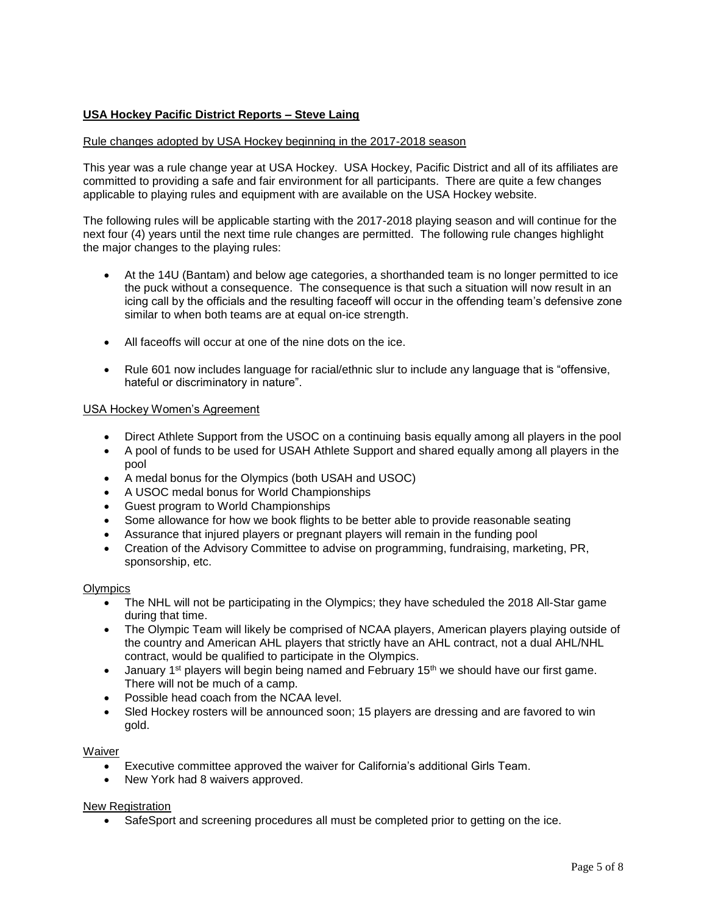## **USA Hockey Pacific District Reports – Steve Laing**

Rule changes adopted by USA Hockey beginning in the 2017-2018 season

This year was a rule change year at USA Hockey. USA Hockey, Pacific District and all of its affiliates are committed to providing a safe and fair environment for all participants. There are quite a few changes applicable to playing rules and equipment with are available on the USA Hockey website.

The following rules will be applicable starting with the 2017-2018 playing season and will continue for the next four (4) years until the next time rule changes are permitted. The following rule changes highlight the major changes to the playing rules:

- At the 14U (Bantam) and below age categories, a shorthanded team is no longer permitted to ice the puck without a consequence. The consequence is that such a situation will now result in an icing call by the officials and the resulting faceoff will occur in the offending team's defensive zone similar to when both teams are at equal on-ice strength.

- All faceoffs will occur at one of the nine dots on the ice.

- Rule 601 now includes language for racial/ethnic slur to include any language that is "offensive, hateful or discriminatory in nature".

USA Hockey Women's Agreement

- Direct Athlete Support from the USOC on a continuing basis equally among all players in the pool
- A pool of funds to be used for USAH Athlete Support and shared equally among all players in the pool
- A medal bonus for the Olympics (both USAH and USOC)
- A USOC medal bonus for World Championships
- Guest program to World Championships
- Some allowance for how we book flights to be better able to provide reasonable seating
- Assurance that injured players or pregnant players will remain in the funding pool
- Creation of the Advisory Committee to advise on programming, fundraising, marketing, PR, sponsorship, etc.

Olympics

- The NHL will not be participating in the Olympics; they have scheduled the 2018 All-Star game during that time.
- The Olympic Team will likely be comprised of NCAA players, American players playing outside of the country and American AHL players that strictly have an AHL contract, not a dual AHL/NHL contract, would be qualified to participate in the Olympics.
- January 1st players will begin being named and February 15th we should have our first game. There will not be much of a camp.
- Possible head coach from the NCAA level.
- Sled Hockey rosters will be announced soon; 15 players are dressing and are favored to win gold.

Waiver

- Executive committee approved the waiver for California's additional Girls Team.
- New York had 8 waivers approved.

New Registration

- SafeSport and screening procedures all must be completed prior to getting on the ice.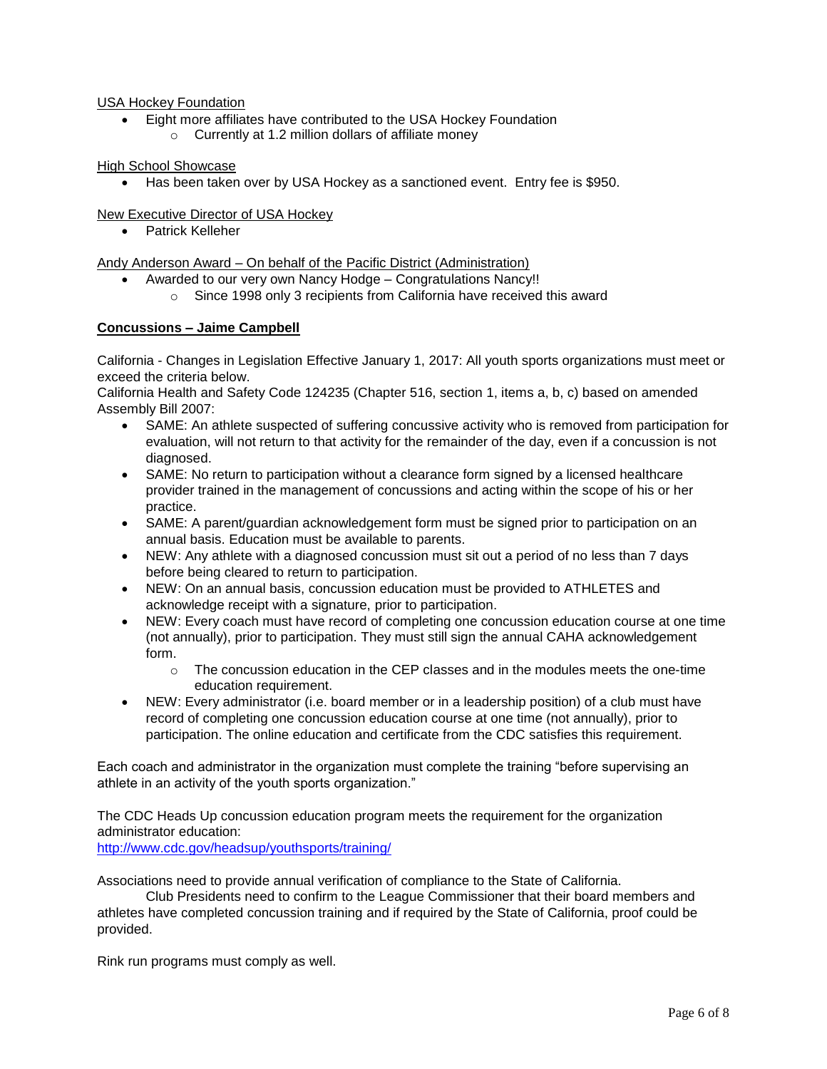USA Hockey Foundation

- Eight more affiliates have contributed to the USA Hockey Foundation
    - Currently at 1.2 million dollars of affiliate money

High School Showcase

- Has been taken over by USA Hockey as a sanctioned event. Entry fee is $950.

New Executive Director of USA Hockey

- Patrick Kelleher

Andy Anderson Award – On behalf of the Pacific District (Administration)

- Awarded to our very own Nancy Hodge – Congratulations Nancy!!
    - Since 1998 only 3 recipients from California have received this award

**Concussions – Jaime Campbell**

California - Changes in Legislation Effective January 1, 2017: All youth sports organizations must meet or exceed the criteria below.
California Health and Safety Code 124235 (Chapter 516, section 1, items a, b, c) based on amended Assembly Bill 2007:

- SAME: An athlete suspected of suffering concussive activity who is removed from participation for evaluation, will not return to that activity for the remainder of the day, even if a concussion is not diagnosed.
- SAME: No return to participation without a clearance form signed by a licensed healthcare provider trained in the management of concussions and acting within the scope of his or her practice.
- SAME: A parent/guardian acknowledgement form must be signed prior to participation on an annual basis. Education must be available to parents.
- NEW: Any athlete with a diagnosed concussion must sit out a period of no less than 7 days before being cleared to return to participation.
- NEW: On an annual basis, concussion education must be provided to ATHLETES and acknowledge receipt with a signature, prior to participation.
- NEW: Every coach must have record of completing one concussion education course at one time (not annually), prior to participation. They must still sign the annual CAHA acknowledgement form.
    - The concussion education in the CEP classes and in the modules meets the one-time education requirement.
- NEW: Every administrator (i.e. board member or in a leadership position) of a club must have record of completing one concussion education course at one time (not annually), prior to participation. The online education and certificate from the CDC satisfies this requirement.

Each coach and administrator in the organization must complete the training "before supervising an athlete in an activity of the youth sports organization."

The CDC Heads Up concussion education program meets the requirement for the organization administrator education:
http://www.cdc.gov/headsup/youthsports/training/

Associations need to provide annual verification of compliance to the State of California.

Club Presidents need to confirm to the League Commissioner that their board members and athletes have completed concussion training and if required by the State of California, proof could be provided.

Rink run programs must comply as well.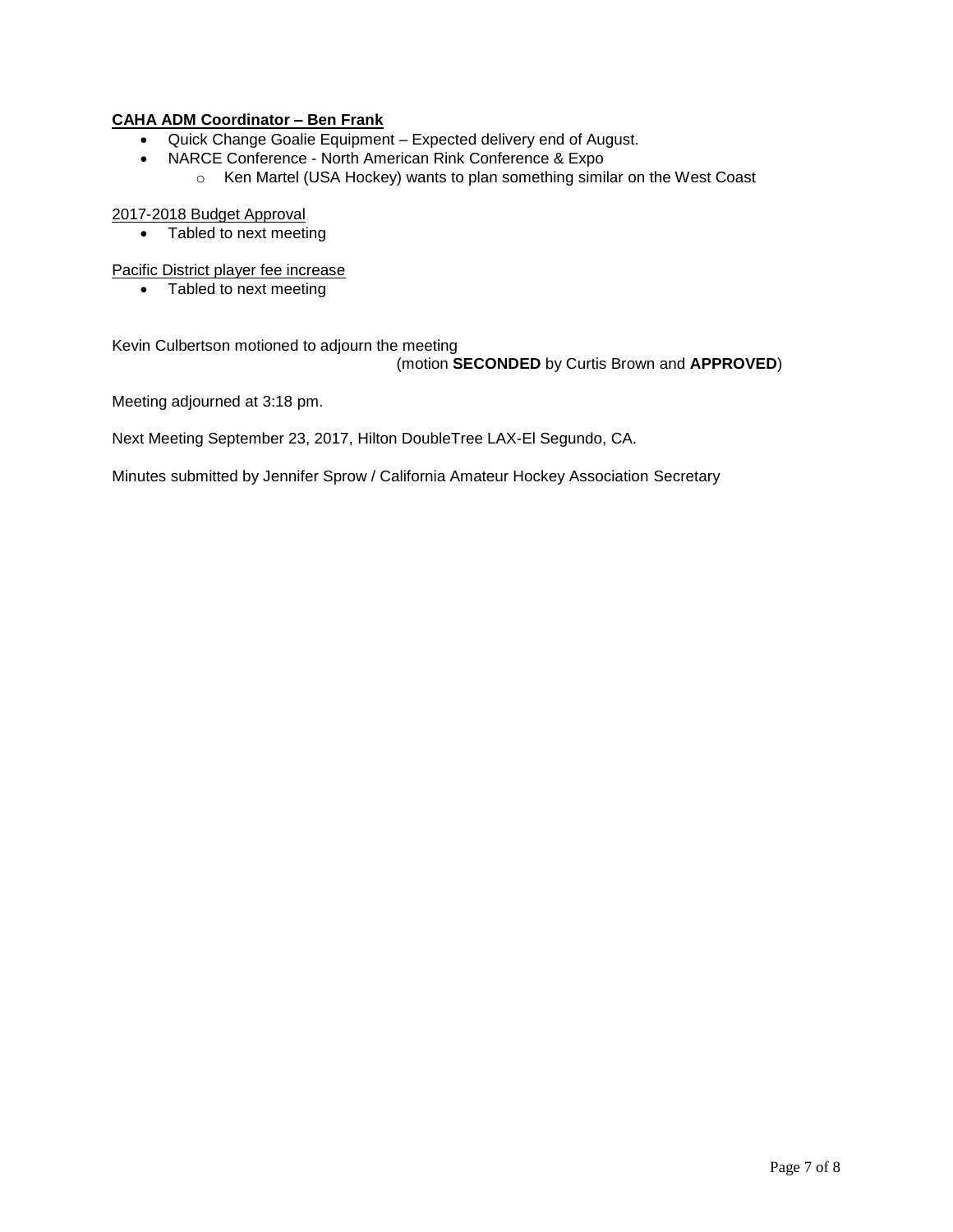**CAHA ADM Coordinator – Ben Frank**

- Quick Change Goalie Equipment – Expected delivery end of August.
- NARCE Conference - North American Rink Conference & Expo
  - Ken Martel (USA Hockey) wants to plan something similar on the West Coast

2017-2018 Budget Approval

- Tabled to next meeting

Pacific District player fee increase

- Tabled to next meeting

Kevin Culbertson motioned to adjourn the meeting

(motion **SECONDED** by Curtis Brown and **APPROVED**)

Meeting adjourned at 3:18 pm.

Next Meeting September 23, 2017, Hilton DoubleTree LAX-El Segundo, CA.

Minutes submitted by Jennifer Sprow / California Amateur Hockey Association Secretary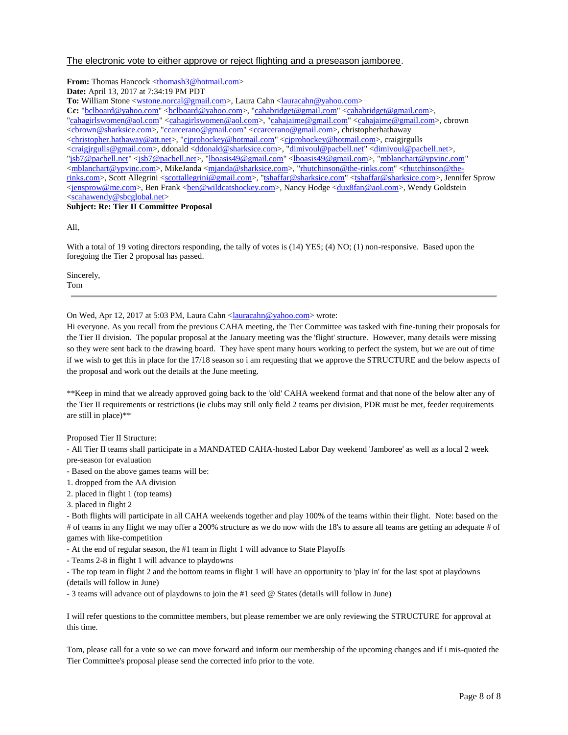The electronic vote to either approve or reject flighting and a preseason jamboree.

**From:** Thomas Hancock <thomash3@hotmail.com>
**Date:** April 13, 2017 at 7:34:19 PM PDT
**To:** William Stone <wstone.norcal@gmail.com>, Laura Cahn <lauracahn@yahoo.com>
**Cc:** "bclboard@yahoo.com" <bclboard@yahoo.com>, "cahabridget@gmail.com" <cahabridget@gmail.com>, "cahagirlswomen@aol.com" <cahagirlswomen@aol.com>, "cahajaime@gmail.com" <cahajaime@gmail.com>, cbrown <cbrown@sharksice.com>, "ccarcerano@gmail.com" <ccarcerano@gmail.com>, christopherhathaway <christopher.hathaway@att.net>, "cjprohockey@hotmail.com" <cjprohockey@hotmail.com>, craigjrgulls <craigjrgulls@gmail.com>, ddonald <ddonald@sharksice.com>, "dimivoul@pacbell.net" <dimivoul@pacbell.net>, "jsb7@pacbell.net" <jsb7@pacbell.net>, "lboasis49@gmail.com" <lboasis49@gmail.com>, "mblanchart@ypvinc.com" <mblanchart@ypvinc.com>, MikeJanda <mjanda@sharksice.com>, "rhutchinson@the-rinks.com" <rhutchinson@the-rinks.com>, Scott Allegrini <scottallegrini@gmail.com>, "tshaffar@sharksice.com" <tshaffar@sharksice.com>, Jennifer Sprow <jensprow@me.com>, Ben Frank <ben@wildcatshockey.com>, Nancy Hodge <dux8fan@aol.com>, Wendy Goldstein <scahawendy@sbcglobal.net>
**Subject: Re: Tier II Committee Proposal**

All,

With a total of 19 voting directors responding, the tally of votes is (14) YES; (4) NO; (1) non-responsive. Based upon the foregoing the Tier 2 proposal has passed.

Sincerely,
Tom

---

On Wed, Apr 12, 2017 at 5:03 PM, Laura Cahn <lauracahn@yahoo.com> wrote:
Hi everyone. As you recall from the previous CAHA meeting, the Tier Committee was tasked with fine-tuning their proposals for the Tier II division. The popular proposal at the January meeting was the 'flight' structure. However, many details were missing so they were sent back to the drawing board. They have spent many hours working to perfect the system, but we are out of time if we wish to get this in place for the 17/18 season so i am requesting that we approve the STRUCTURE and the below aspects of the proposal and work out the details at the June meeting.

**Keep in mind that we already approved going back to the 'old' CAHA weekend format and that none of the below alter any of the Tier II requirements or restrictions (ie clubs may still only field 2 teams per division, PDR must be met, feeder requirements are still in place)**

Proposed Tier II Structure:
- All Tier II teams shall participate in a MANDATED CAHA-hosted Labor Day weekend 'Jamboree' as well as a local 2 week pre-season for evaluation
- Based on the above games teams will be:
1. dropped from the AA division
2. placed in flight 1 (top teams)
3. placed in flight 2
- Both flights will participate in all CAHA weekends together and play 100% of the teams within their flight. Note: based on the # of teams in any flight we may offer a 200% structure as we do now with the 18's to assure all teams are getting an adequate # of games with like-competition
- At the end of regular season, the #1 team in flight 1 will advance to State Playoffs
- Teams 2-8 in flight 1 will advance to playdowns
- The top team in flight 2 and the bottom teams in flight 1 will have an opportunity to 'play in' for the last spot at playdowns (details will follow in June)
- 3 teams will advance out of playdowns to join the #1 seed @ States (details will follow in June)

I will refer questions to the committee members, but please remember we are only reviewing the STRUCTURE for approval at this time.

Tom, please call for a vote so we can move forward and inform our membership of the upcoming changes and if i mis-quoted the Tier Committee's proposal please send the corrected info prior to the vote.